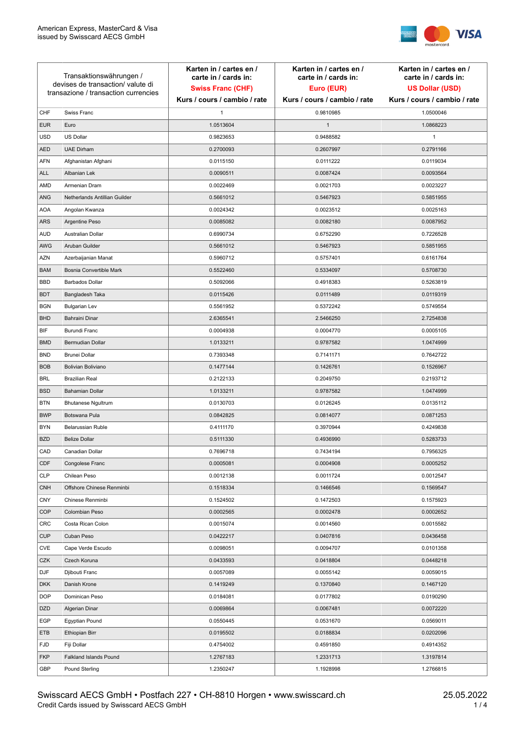American Express, MasterCard & Visa
issued by Swisscard AECS GmbH

| Transaktionswährungen / devises de transaction/ valute di transazione / transaction currencies | | Karten in / cartes en / carte in / cards in: **Swiss Franc (CHF)** Kurs / cours / cambio / rate | Karten in / cartes en / carte in / cards in: **Euro (EUR)** Kurs / cours / cambio / rate | Karten in / cartes en / carte in / cards in: **US Dollar (USD)** Kurs / cours / cambio / rate |
|---|---|---|---|---|
| CHF | Swiss Franc | 1 | 0.9810985 | 1.0500046 |
| EUR | Euro | 1.0513604 | 1 | 1.0868223 |
| USD | US Dollar | 0.9823653 | 0.9488582 | 1 |
| AED | UAE Dirham | 0.2700093 | 0.2607997 | 0.2791166 |
| AFN | Afghanistan Afghani | 0.0115150 | 0.0111222 | 0.0119034 |
| ALL | Albanian Lek | 0.0090511 | 0.0087424 | 0.0093564 |
| AMD | Armenian Dram | 0.0022469 | 0.0021703 | 0.0023227 |
| ANG | Netherlands Antillian Guilder | 0.5661012 | 0.5467923 | 0.5851955 |
| AOA | Angolan Kwanza | 0.0024342 | 0.0023512 | 0.0025163 |
| ARS | Argentine Peso | 0.0085082 | 0.0082180 | 0.0087952 |
| AUD | Australian Dollar | 0.6990734 | 0.6752290 | 0.7226528 |
| AWG | Aruban Guilder | 0.5661012 | 0.5467923 | 0.5851955 |
| AZN | Azerbaijanian Manat | 0.5960712 | 0.5757401 | 0.6161764 |
| BAM | Bosnia Convertible Mark | 0.5522460 | 0.5334097 | 0.5708730 |
| BBD | Barbados Dollar | 0.5092066 | 0.4918383 | 0.5263819 |
| BDT | Bangladesh Taka | 0.0115426 | 0.0111489 | 0.0119319 |
| BGN | Bulgarian Lev | 0.5561952 | 0.5372242 | 0.5749554 |
| BHD | Bahraini Dinar | 2.6365541 | 2.5466250 | 2.7254838 |
| BIF | Burundi Franc | 0.0004938 | 0.0004770 | 0.0005105 |
| BMD | Bermudian Dollar | 1.0133211 | 0.9787582 | 1.0474999 |
| BND | Brunei Dollar | 0.7393348 | 0.7141171 | 0.7642722 |
| BOB | Bolivian Boliviano | 0.1477144 | 0.1426761 | 0.1526967 |
| BRL | Brazilian Real | 0.2122133 | 0.2049750 | 0.2193712 |
| BSD | Bahamian Dollar | 1.0133211 | 0.9787582 | 1.0474999 |
| BTN | Bhutanese Ngultrum | 0.0130703 | 0.0126245 | 0.0135112 |
| BWP | Botswana Pula | 0.0842825 | 0.0814077 | 0.0871253 |
| BYN | Belarussian Ruble | 0.4111170 | 0.3970944 | 0.4249838 |
| BZD | Belize Dollar | 0.5111330 | 0.4936990 | 0.5283733 |
| CAD | Canadian Dollar | 0.7696718 | 0.7434194 | 0.7956325 |
| CDF | Congolese Franc | 0.0005081 | 0.0004908 | 0.0005252 |
| CLP | Chilean Peso | 0.0012138 | 0.0011724 | 0.0012547 |
| CNH | Offshore Chinese Renminbi | 0.1518334 | 0.1466546 | 0.1569547 |
| CNY | Chinese Renminbi | 0.1524502 | 0.1472503 | 0.1575923 |
| COP | Colombian Peso | 0.0002565 | 0.0002478 | 0.0002652 |
| CRC | Costa Rican Colon | 0.0015074 | 0.0014560 | 0.0015582 |
| CUP | Cuban Peso | 0.0422217 | 0.0407816 | 0.0436458 |
| CVE | Cape Verde Escudo | 0.0098051 | 0.0094707 | 0.0101358 |
| CZK | Czech Koruna | 0.0433593 | 0.0418804 | 0.0448218 |
| DJF | Djibouti Franc | 0.0057089 | 0.0055142 | 0.0059015 |
| DKK | Danish Krone | 0.1419249 | 0.1370840 | 0.1467120 |
| DOP | Dominican Peso | 0.0184081 | 0.0177802 | 0.0190290 |
| DZD | Algerian Dinar | 0.0069864 | 0.0067481 | 0.0072220 |
| EGP | Egyptian Pound | 0.0550445 | 0.0531670 | 0.0569011 |
| ETB | Ethiopian Birr | 0.0195502 | 0.0188834 | 0.0202096 |
| FJD | Fiji Dollar | 0.4754002 | 0.4591850 | 0.4914352 |
| FKP | Falkland Islands Pound | 1.2767183 | 1.2331713 | 1.3197814 |
| GBP | Pound Sterling | 1.2350247 | 1.1928998 | 1.2766815 |

Swisscard AECS GmbH • Postfach 227 • CH-8810 Horgen • www.swisscard.ch
Credit Cards issued by Swisscard AECS GmbH

25.05.2022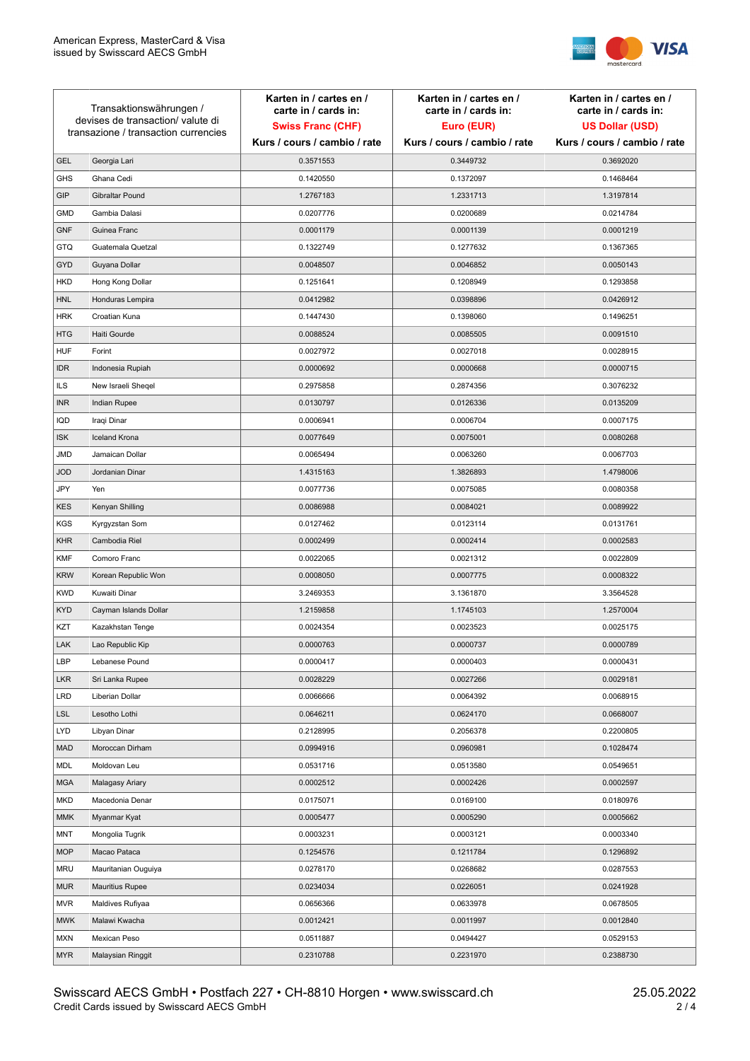| Transaktionswährungen / devises de transaction/ valute di transazione / transaction currencies | | Karten in / cartes en / carte in / cards in: **Swiss Franc (CHF)** Kurs / cours / cambio / rate | Karten in / cartes en / carte in / cards in: **Euro (EUR)** Kurs / cours / cambio / rate | Karten in / cartes en / carte in / cards in: **US Dollar (USD)** Kurs / cours / cambio / rate |
|---|---|---|---|---|
| GEL | Georgia Lari | 0.3571553 | 0.3449732 | 0.3692020 |
| GHS | Ghana Cedi | 0.1420550 | 0.1372097 | 0.1468464 |
| GIP | Gibraltar Pound | 1.2767183 | 1.2331713 | 1.3197814 |
| GMD | Gambia Dalasi | 0.0207776 | 0.0200689 | 0.0214784 |
| GNF | Guinea Franc | 0.0001179 | 0.0001139 | 0.0001219 |
| GTQ | Guatemala Quetzal | 0.1322749 | 0.1277632 | 0.1367365 |
| GYD | Guyana Dollar | 0.0048507 | 0.0046852 | 0.0050143 |
| HKD | Hong Kong Dollar | 0.1251641 | 0.1208949 | 0.1293858 |
| HNL | Honduras Lempira | 0.0412982 | 0.0398896 | 0.0426912 |
| HRK | Croatian Kuna | 0.1447430 | 0.1398060 | 0.1496251 |
| HTG | Haiti Gourde | 0.0088524 | 0.0085505 | 0.0091510 |
| HUF | Forint | 0.0027972 | 0.0027018 | 0.0028915 |
| IDR | Indonesia Rupiah | 0.0000692 | 0.0000668 | 0.0000715 |
| ILS | New Israeli Sheqel | 0.2975858 | 0.2874356 | 0.3076232 |
| INR | Indian Rupee | 0.0130797 | 0.0126336 | 0.0135209 |
| IQD | Iraqi Dinar | 0.0006941 | 0.0006704 | 0.0007175 |
| ISK | Iceland Krona | 0.0077649 | 0.0075001 | 0.0080268 |
| JMD | Jamaican Dollar | 0.0065494 | 0.0063260 | 0.0067703 |
| JOD | Jordanian Dinar | 1.4315163 | 1.3826893 | 1.4798006 |
| JPY | Yen | 0.0077736 | 0.0075085 | 0.0080358 |
| KES | Kenyan Shilling | 0.0086988 | 0.0084021 | 0.0089922 |
| KGS | Kyrgyzstan Som | 0.0127462 | 0.0123114 | 0.0131761 |
| KHR | Cambodia Riel | 0.0002499 | 0.0002414 | 0.0002583 |
| KMF | Comoro Franc | 0.0022065 | 0.0021312 | 0.0022809 |
| KRW | Korean Republic Won | 0.0008050 | 0.0007775 | 0.0008322 |
| KWD | Kuwaiti Dinar | 3.2469353 | 3.1361870 | 3.3564528 |
| KYD | Cayman Islands Dollar | 1.2159858 | 1.1745103 | 1.2570004 |
| KZT | Kazakhstan Tenge | 0.0024354 | 0.0023523 | 0.0025175 |
| LAK | Lao Republic Kip | 0.0000763 | 0.0000737 | 0.0000789 |
| LBP | Lebanese Pound | 0.0000417 | 0.0000403 | 0.0000431 |
| LKR | Sri Lanka Rupee | 0.0028229 | 0.0027266 | 0.0029181 |
| LRD | Liberian Dollar | 0.0066666 | 0.0064392 | 0.0068915 |
| LSL | Lesotho Lothi | 0.0646211 | 0.0624170 | 0.0668007 |
| LYD | Libyan Dinar | 0.2128995 | 0.2056378 | 0.2200805 |
| MAD | Moroccan Dirham | 0.0994916 | 0.0960981 | 0.1028474 |
| MDL | Moldovan Leu | 0.0531716 | 0.0513580 | 0.0549651 |
| MGA | Malagasy Ariary | 0.0002512 | 0.0002426 | 0.0002597 |
| MKD | Macedonia Denar | 0.0175071 | 0.0169100 | 0.0180976 |
| MMK | Myanmar Kyat | 0.0005477 | 0.0005290 | 0.0005662 |
| MNT | Mongolia Tugrik | 0.0003231 | 0.0003121 | 0.0003340 |
| MOP | Macao Pataca | 0.1254576 | 0.1211784 | 0.1296892 |
| MRU | Mauritanian Ouguiya | 0.0278170 | 0.0268682 | 0.0287553 |
| MUR | Mauritius Rupee | 0.0234034 | 0.0226051 | 0.0241928 |
| MVR | Maldives Rufiyaa | 0.0656366 | 0.0633978 | 0.0678505 |
| MWK | Malawi Kwacha | 0.0012421 | 0.0011997 | 0.0012840 |
| MXN | Mexican Peso | 0.0511887 | 0.0494427 | 0.0529153 |
| MYR | Malaysian Ringgit | 0.2310788 | 0.2231970 | 0.2388730 |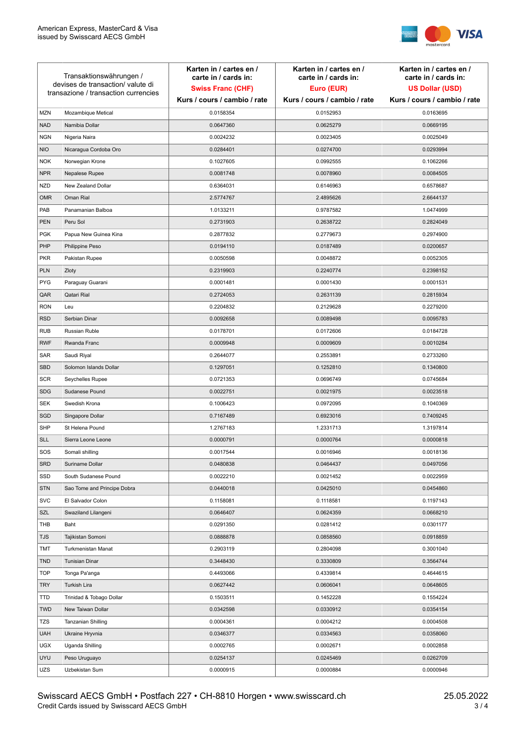| Transaktionswährungen / devises de transaction/ valute di transazione / transaction currencies | | Karten in / cartes en / carte in / cards in: **Swiss Franc (CHF)** Kurs / cours / cambio / rate | Karten in / cartes en / carte in / cards in: **Euro (EUR)** Kurs / cours / cambio / rate | Karten in / cartes en / carte in / cards in: **US Dollar (USD)** Kurs / cours / cambio / rate |
|---|---|---|---|---|
| MZN | Mozambique Metical | 0.0158354 | 0.0152953 | 0.0163695 |
| NAD | Namibia Dollar | 0.0647360 | 0.0625279 | 0.0669195 |
| NGN | Nigeria Naira | 0.0024232 | 0.0023405 | 0.0025049 |
| NIO | Nicaragua Cordoba Oro | 0.0284401 | 0.0274700 | 0.0293994 |
| NOK | Norwegian Krone | 0.1027605 | 0.0992555 | 0.1062266 |
| NPR | Nepalese Rupee | 0.0081748 | 0.0078960 | 0.0084505 |
| NZD | New Zealand Dollar | 0.6364031 | 0.6146963 | 0.6578687 |
| OMR | Oman Rial | 2.5774767 | 2.4895626 | 2.6644137 |
| PAB | Panamanian Balboa | 1.0133211 | 0.9787582 | 1.0474999 |
| PEN | Peru Sol | 0.2731903 | 0.2638722 | 0.2824049 |
| PGK | Papua New Guinea Kina | 0.2877832 | 0.2779673 | 0.2974900 |
| PHP | Philippine Peso | 0.0194110 | 0.0187489 | 0.0200657 |
| PKR | Pakistan Rupee | 0.0050598 | 0.0048872 | 0.0052305 |
| PLN | Zloty | 0.2319903 | 0.2240774 | 0.2398152 |
| PYG | Paraguay Guarani | 0.0001481 | 0.0001430 | 0.0001531 |
| QAR | Qatari Rial | 0.2724053 | 0.2631139 | 0.2815934 |
| RON | Leu | 0.2204832 | 0.2129628 | 0.2279200 |
| RSD | Serbian Dinar | 0.0092658 | 0.0089498 | 0.0095783 |
| RUB | Russian Ruble | 0.0178701 | 0.0172606 | 0.0184728 |
| RWF | Rwanda Franc | 0.0009948 | 0.0009609 | 0.0010284 |
| SAR | Saudi Riyal | 0.2644077 | 0.2553891 | 0.2733260 |
| SBD | Solomon Islands Dollar | 0.1297051 | 0.1252810 | 0.1340800 |
| SCR | Seychelles Rupee | 0.0721353 | 0.0696749 | 0.0745684 |
| SDG | Sudanese Pound | 0.0022751 | 0.0021975 | 0.0023518 |
| SEK | Swedish Krona | 0.1006423 | 0.0972095 | 0.1040369 |
| SGD | Singapore Dollar | 0.7167489 | 0.6923016 | 0.7409245 |
| SHP | St Helena Pound | 1.2767183 | 1.2331713 | 1.3197814 |
| SLL | Sierra Leone Leone | 0.0000791 | 0.0000764 | 0.0000818 |
| SOS | Somali shilling | 0.0017544 | 0.0016946 | 0.0018136 |
| SRD | Suriname Dollar | 0.0480838 | 0.0464437 | 0.0497056 |
| SSD | South Sudanese Pound | 0.0022210 | 0.0021452 | 0.0022959 |
| STN | Sao Tome and Principe Dobra | 0.0440018 | 0.0425010 | 0.0454860 |
| SVC | El Salvador Colon | 0.1158081 | 0.1118581 | 0.1197143 |
| SZL | Swaziland Lilangeni | 0.0646407 | 0.0624359 | 0.0668210 |
| THB | Baht | 0.0291350 | 0.0281412 | 0.0301177 |
| TJS | Tajikistan Somoni | 0.0888878 | 0.0858560 | 0.0918859 |
| TMT | Turkmenistan Manat | 0.2903119 | 0.2804098 | 0.3001040 |
| TND | Tunisian Dinar | 0.3448430 | 0.3330809 | 0.3564744 |
| TOP | Tonga Pa'anga | 0.4493066 | 0.4339814 | 0.4644615 |
| TRY | Turkish Lira | 0.0627442 | 0.0606041 | 0.0648605 |
| TTD | Trinidad & Tobago Dollar | 0.1503511 | 0.1452228 | 0.1554224 |
| TWD | New Taiwan Dollar | 0.0342598 | 0.0330912 | 0.0354154 |
| TZS | Tanzanian Shilling | 0.0004361 | 0.0004212 | 0.0004508 |
| UAH | Ukraine Hryvnia | 0.0346377 | 0.0334563 | 0.0358060 |
| UGX | Uganda Shilling | 0.0002765 | 0.0002671 | 0.0002858 |
| UYU | Peso Uruguayo | 0.0254137 | 0.0245469 | 0.0262709 |
| UZS | Uzbekistan Sum | 0.0000915 | 0.0000884 | 0.0000946 |

Swisscard AECS GmbH • Postfach 227 • CH-8810 Horgen • www.swisscard.ch
Credit Cards issued by Swisscard AECS GmbH

25.05.2022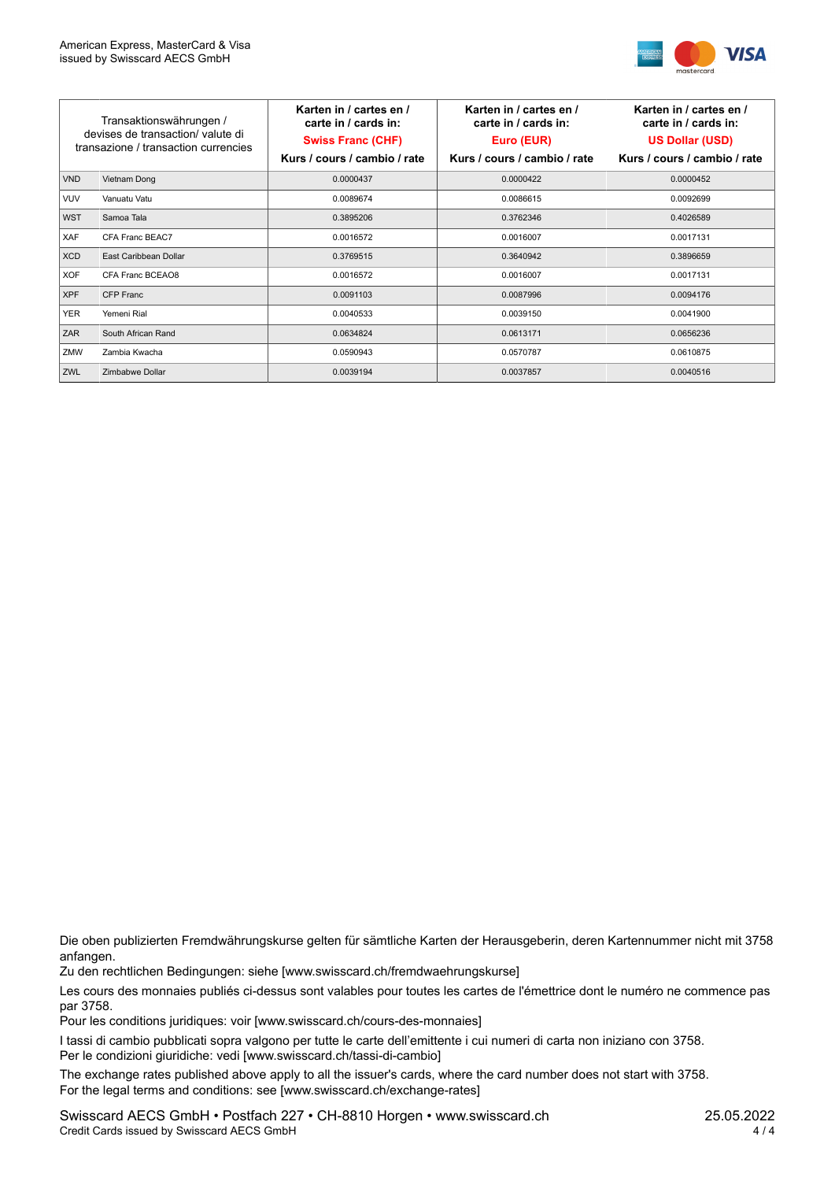| Transaktionswährungen / devises de transaction/ valute di transazione / transaction currencies | | Karten in / cartes en / carte in / cards in: **Swiss Franc (CHF)** Kurs / cours / cambio / rate | Karten in / cartes en / carte in / cards in: **Euro (EUR)** Kurs / cours / cambio / rate | Karten in / cartes en / carte in / cards in: **US Dollar (USD)** Kurs / cours / cambio / rate |
|---|---|---|---|---|
| VND | Vietnam Dong | 0.0000437 | 0.0000422 | 0.0000452 |
| VUV | Vanuatu Vatu | 0.0089674 | 0.0086615 | 0.0092699 |
| WST | Samoa Tala | 0.3895206 | 0.3762346 | 0.4026589 |
| XAF | CFA Franc BEAC7 | 0.0016572 | 0.0016007 | 0.0017131 |
| XCD | East Caribbean Dollar | 0.3769515 | 0.3640942 | 0.3896659 |
| XOF | CFA Franc BCEAO8 | 0.0016572 | 0.0016007 | 0.0017131 |
| XPF | CFP Franc | 0.0091103 | 0.0087996 | 0.0094176 |
| YER | Yemeni Rial | 0.0040533 | 0.0039150 | 0.0041900 |
| ZAR | South African Rand | 0.0634824 | 0.0613171 | 0.0656236 |
| ZMW | Zambia Kwacha | 0.0590943 | 0.0570787 | 0.0610875 |
| ZWL | Zimbabwe Dollar | 0.0039194 | 0.0037857 | 0.0040516 |

Die oben publizierten Fremdwährungskurse gelten für sämtliche Karten der Herausgeberin, deren Kartennummer nicht mit 3758 anfangen.
Zu den rechtlichen Bedingungen: siehe [www.swisscard.ch/fremdwaehrungskurse]

Les cours des monnaies publiés ci-dessus sont valables pour toutes les cartes de l'émettrice dont le numéro ne commence pas par 3758.
Pour les conditions juridiques: voir [www.swisscard.ch/cours-des-monnaies]

I tassi di cambio pubblicati sopra valgono per tutte le carte dell'emittente i cui numeri di carta non iniziano con 3758.
Per le condizioni giuridiche: vedi [www.swisscard.ch/tassi-di-cambio]

The exchange rates published above apply to all the issuer's cards, where the card number does not start with 3758.
For the legal terms and conditions: see [www.swisscard.ch/exchange-rates]

Swisscard AECS GmbH • Postfach 227 • CH-8810 Horgen • www.swisscard.ch
Credit Cards issued by Swisscard AECS GmbH

25.05.2022